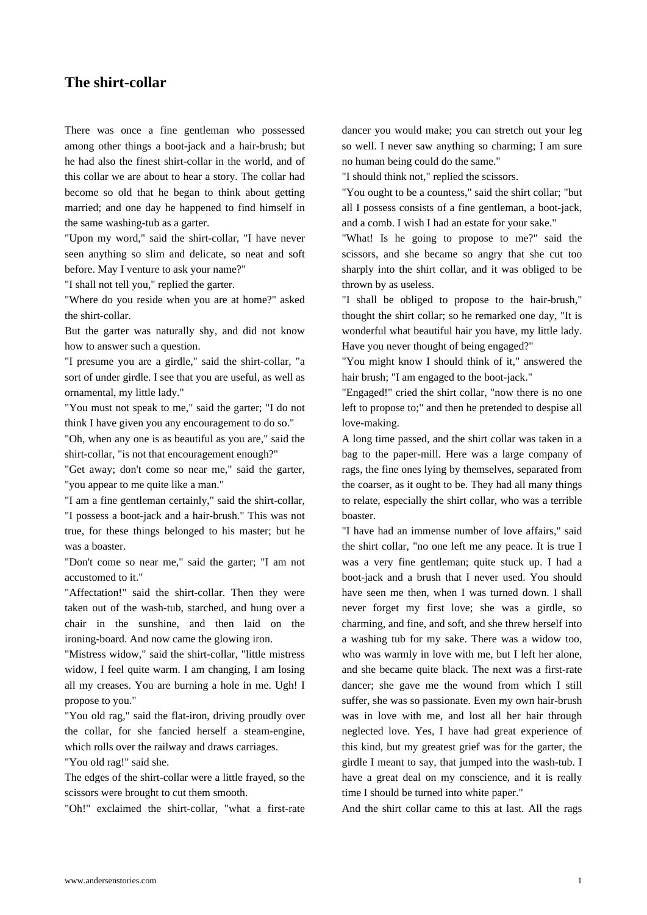# The shirt-collar

There was once a fine gentleman who possessed among other things a boot-jack and a hair-brush; but he had also the finest shirt-collar in the world, and of this collar we are about to hear a story. The collar had become so old that he began to think about getting married; and one day he happened to find himself in the same washing-tub as a garter.

"Upon my word," said the shirt-collar, "I have never seen anything so slim and delicate, so neat and soft before. May I venture to ask your name?"

"I shall not tell you," replied the garter.

"Where do you reside when you are at home?" asked the shirt-collar.

But the garter was naturally shy, and did not know how to answer such a question.

"I presume you are a girdle," said the shirt-collar, "a sort of under girdle. I see that you are useful, as well as ornamental, my little lady."

"You must not speak to me," said the garter; "I do not think I have given you any encouragement to do so."

"Oh, when any one is as beautiful as you are," said the shirt-collar, "is not that encouragement enough?"

"Get away; don't come so near me," said the garter, "you appear to me quite like a man."

"I am a fine gentleman certainly," said the shirt-collar, "I possess a boot-jack and a hair-brush." This was not true, for these things belonged to his master; but he was a boaster.

"Don't come so near me," said the garter; "I am not accustomed to it."

"Affectation!" said the shirt-collar. Then they were taken out of the wash-tub, starched, and hung over a chair in the sunshine, and then laid on the ironing-board. And now came the glowing iron.

"Mistress widow," said the shirt-collar, "little mistress widow, I feel quite warm. I am changing, I am losing all my creases. You are burning a hole in me. Ugh! I propose to you."

"You old rag," said the flat-iron, driving proudly over the collar, for she fancied herself a steam-engine, which rolls over the railway and draws carriages.

"You old rag!" said she.

The edges of the shirt-collar were a little frayed, so the scissors were brought to cut them smooth.

"Oh!" exclaimed the shirt-collar, "what a first-rate dancer you would make; you can stretch out your leg so well. I never saw anything so charming; I am sure no human being could do the same."

"I should think not," replied the scissors.

"You ought to be a countess," said the shirt collar; "but all I possess consists of a fine gentleman, a boot-jack, and a comb. I wish I had an estate for your sake."

"What! Is he going to propose to me?" said the scissors, and she became so angry that she cut too sharply into the shirt collar, and it was obliged to be thrown by as useless.

"I shall be obliged to propose to the hair-brush," thought the shirt collar; so he remarked one day, "It is wonderful what beautiful hair you have, my little lady. Have you never thought of being engaged?"

"You might know I should think of it," answered the hair brush; "I am engaged to the boot-jack."

"Engaged!" cried the shirt collar, "now there is no one left to propose to;" and then he pretended to despise all love-making.

A long time passed, and the shirt collar was taken in a bag to the paper-mill. Here was a large company of rags, the fine ones lying by themselves, separated from the coarser, as it ought to be. They had all many things to relate, especially the shirt collar, who was a terrible boaster.

"I have had an immense number of love affairs," said the shirt collar, "no one left me any peace. It is true I was a very fine gentleman; quite stuck up. I had a boot-jack and a brush that I never used. You should have seen me then, when I was turned down. I shall never forget my first love; she was a girdle, so charming, and fine, and soft, and she threw herself into a washing tub for my sake. There was a widow too, who was warmly in love with me, but I left her alone, and she became quite black. The next was a first-rate dancer; she gave me the wound from which I still suffer, she was so passionate. Even my own hair-brush was in love with me, and lost all her hair through neglected love. Yes, I have had great experience of this kind, but my greatest grief was for the garter, the girdle I meant to say, that jumped into the wash-tub. I have a great deal on my conscience, and it is really time I should be turned into white paper."

And the shirt collar came to this at last. All the rags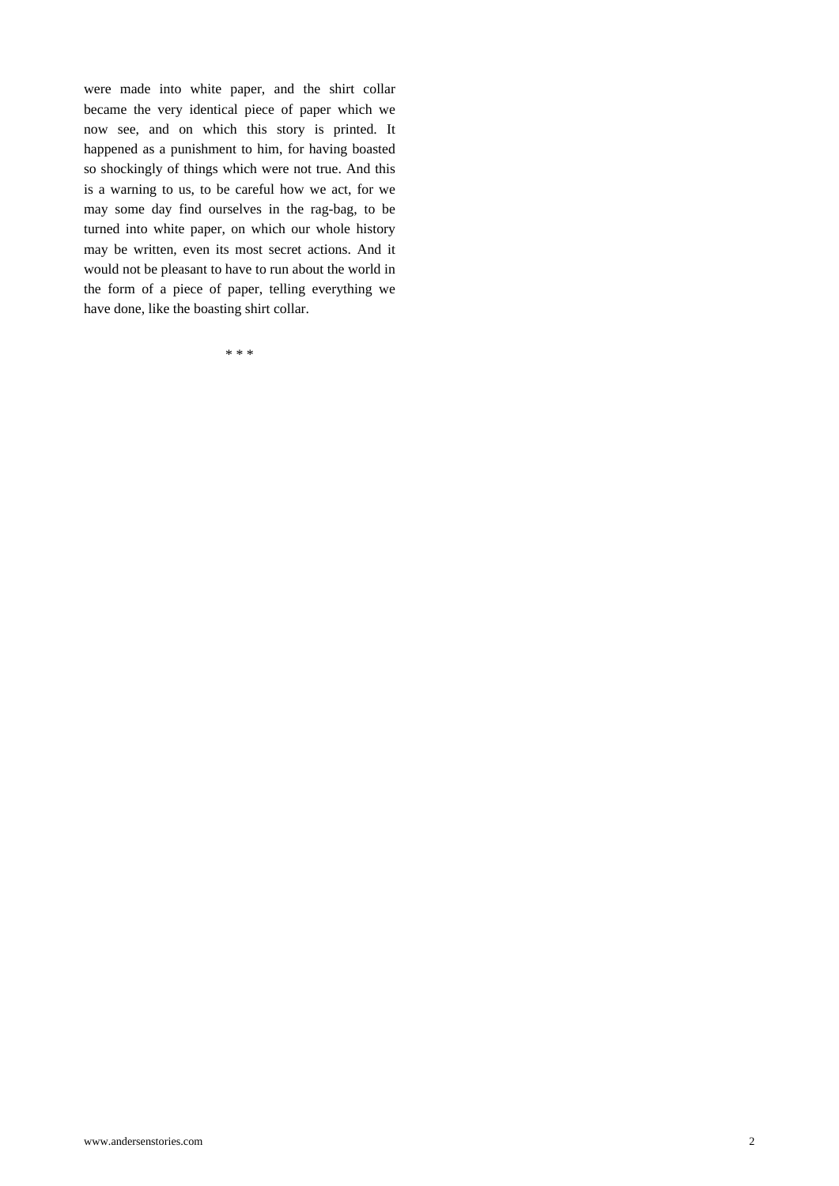were made into white paper, and the shirt collar became the very identical piece of paper which we now see, and on which this story is printed. It happened as a punishment to him, for having boasted so shockingly of things which were not true. And this is a warning to us, to be careful how we act, for we may some day find ourselves in the rag-bag, to be turned into white paper, on which our whole history may be written, even its most secret actions. And it would not be pleasant to have to run about the world in the form of a piece of paper, telling everything we have done, like the boasting shirt collar.

* * *